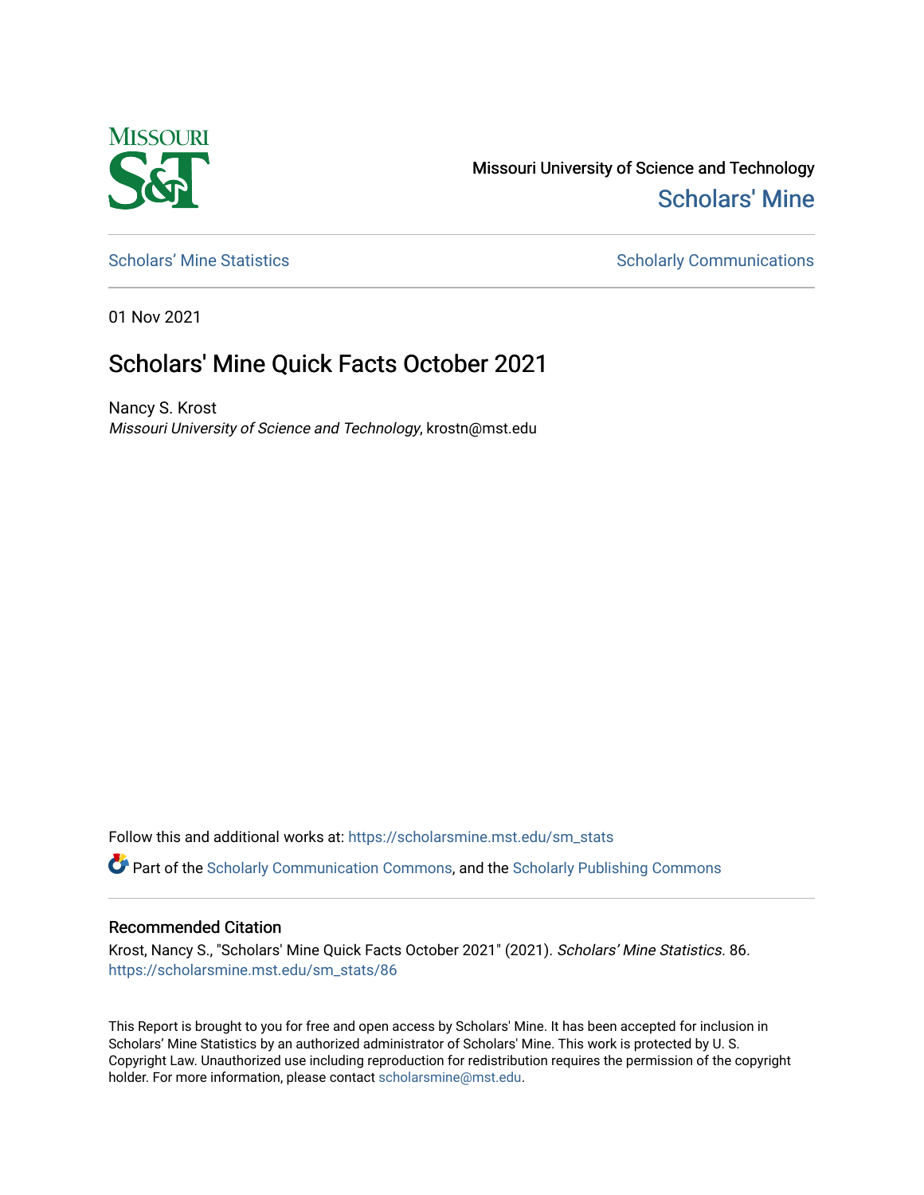Missouri University of Science and Technology

Scholars' Mine

Scholars' Mine Statistics

Scholarly Communications

01 Nov 2021

# Scholars' Mine Quick Facts October 2021

Nancy S. Krost
*Missouri University of Science and Technology*, krostn@mst.edu

Follow this and additional works at: https://scholarsmine.mst.edu/sm_stats

Part of the Scholarly Communication Commons, and the Scholarly Publishing Commons

## Recommended Citation

Krost, Nancy S., "Scholars' Mine Quick Facts October 2021" (2021). *Scholars' Mine Statistics*. 86.
https://scholarsmine.mst.edu/sm_stats/86

This Report is brought to you for free and open access by Scholars' Mine. It has been accepted for inclusion in Scholars' Mine Statistics by an authorized administrator of Scholars' Mine. This work is protected by U. S. Copyright Law. Unauthorized use including reproduction for redistribution requires the permission of the copyright holder. For more information, please contact scholarsmine@mst.edu.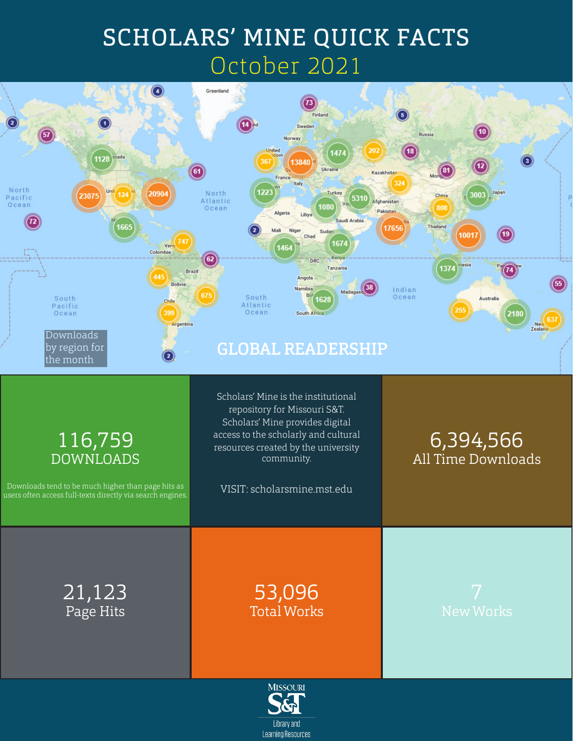# SCHOLARS' MINE QUICK FACTS

## October 2021

Downloads by region for the month

GLOBAL READERSHIP

116,759
DOWNLOADS

Downloads tend to be much higher than page hits as users often access full-texts directly via search engines.

Scholars' Mine is the institutional repository for Missouri S&T. Scholars' Mine provides digital access to the scholarly and cultural resources created by the university community.

VISIT: scholarsmine.mst.edu

6,394,566
All Time Downloads

21,123
Page Hits

53,096
Total Works

7
New Works

Missouri S&T
Library and Learning Resources